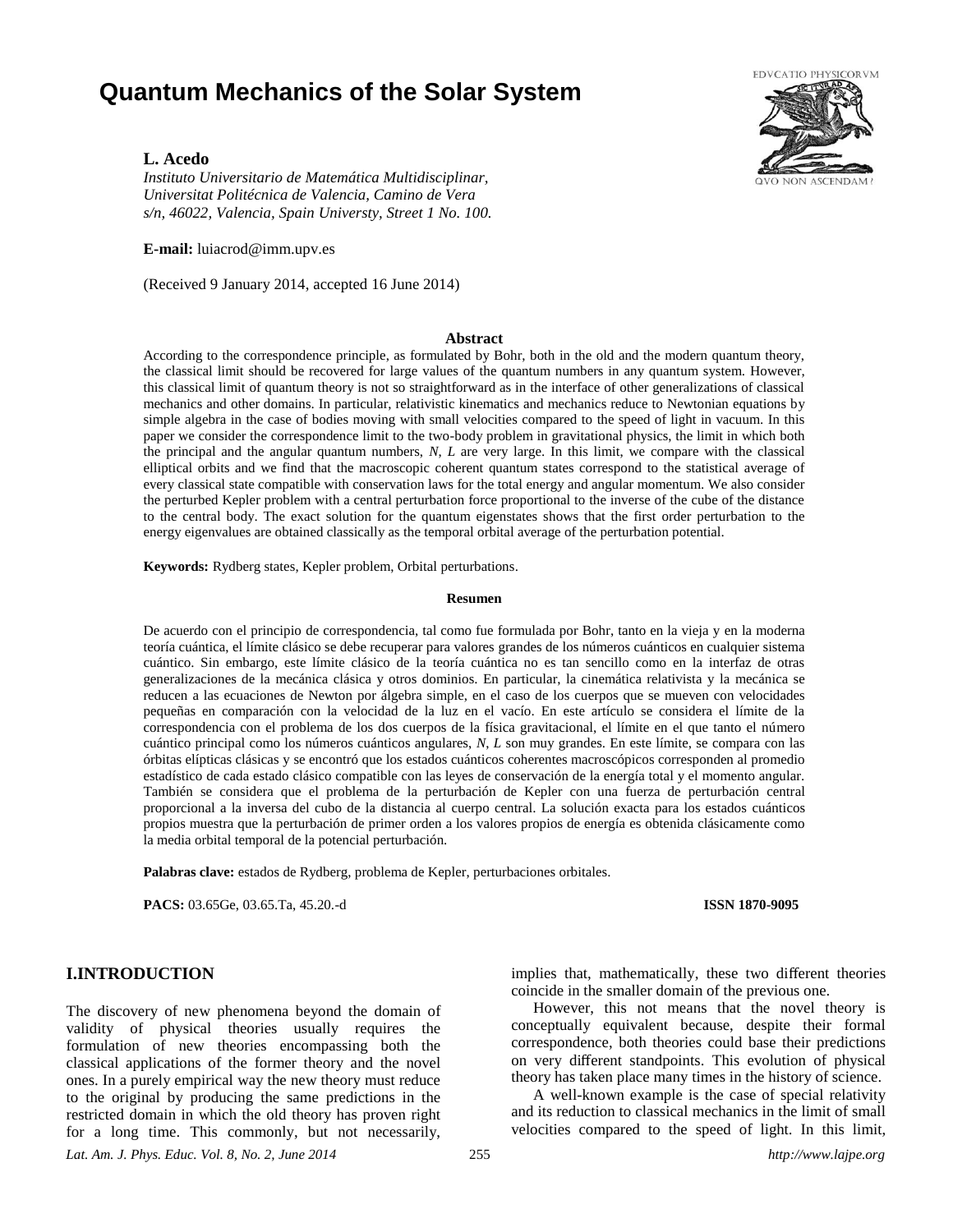# Quantum Mechanics of the Solar System

**L. Acedo**

*Instituto Universitario de Matemática Multidisciplinar, Universitat Politécnica de Valencia, Camino de Vera s/n, 46022, Valencia, Spain Universty, Street 1 No. 100.*

**E-mail:** luiacrod@imm.upv.es

(Received 9 January 2014, accepted 16 June 2014)

## Abstract

According to the correspondence principle, as formulated by Bohr, both in the old and the modern quantum theory, the classical limit should be recovered for large values of the quantum numbers in any quantum system. However, this classical limit of quantum theory is not so straightforward as in the interface of other generalizations of classical mechanics and other domains. In particular, relativistic kinematics and mechanics reduce to Newtonian equations by simple algebra in the case of bodies moving with small velocities compared to the speed of light in vacuum. In this paper we consider the correspondence limit to the two-body problem in gravitational physics, the limit in which both the principal and the angular quantum numbers, *N*, *L* are very large. In this limit, we compare with the classical elliptical orbits and we find that the macroscopic coherent quantum states correspond to the statistical average of every classical state compatible with conservation laws for the total energy and angular momentum. We also consider the perturbed Kepler problem with a central perturbation force proportional to the inverse of the cube of the distance to the central body. The exact solution for the quantum eigenstates shows that the first order perturbation to the energy eigenvalues are obtained classically as the temporal orbital average of the perturbation potential.

**Keywords:** Rydberg states, Kepler problem, Orbital perturbations.

## Resumen

De acuerdo con el principio de correspondencia, tal como fue formulada por Bohr, tanto en la vieja y en la moderna teoría cuántica, el límite clásico se debe recuperar para valores grandes de los números cuánticos en cualquier sistema cuántico. Sin embargo, este límite clásico de la teoría cuántica no es tan sencillo como en la interfaz de otras generalizaciones de la mecánica clásica y otros dominios. En particular, la cinemática relativista y la mecánica se reducen a las ecuaciones de Newton por álgebra simple, en el caso de los cuerpos que se mueven con velocidades pequeñas en comparación con la velocidad de la luz en el vacío. En este artículo se considera el límite de la correspondencia con el problema de los dos cuerpos de la física gravitacional, el límite en el que tanto el número cuántico principal como los números cuánticos angulares, *N*, *L* son muy grandes. En este límite, se compara con las órbitas elípticas clásicas y se encontró que los estados cuánticos coherentes macroscópicos corresponden al promedio estadístico de cada estado clásico compatible con las leyes de conservación de la energía total y el momento angular. También se considera que el problema de la perturbación de Kepler con una fuerza de perturbación central proporcional a la inversa del cubo de la distancia al cuerpo central. La solución exacta para los estados cuánticos propios muestra que la perturbación de primer orden a los valores propios de energía es obtenida clásicamente como la media orbital temporal de la potencial perturbación.

**Palabras clave:** estados de Rydberg, problema de Kepler, perturbaciones orbitales.

**PACS:** 03.65Ge, 03.65.Ta, 45.20.-d **ISSN 1870-9095**

## I.INTRODUCTION

The discovery of new phenomena beyond the domain of validity of physical theories usually requires the formulation of new theories encompassing both the classical applications of the former theory and the novel ones. In a purely empirical way the new theory must reduce to the original by producing the same predictions in the restricted domain in which the old theory has proven right for a long time. This commonly, but not necessarily, implies that, mathematically, these two different theories coincide in the smaller domain of the previous one.

However, this not means that the novel theory is conceptually equivalent because, despite their formal correspondence, both theories could base their predictions on very different standpoints. This evolution of physical theory has taken place many times in the history of science.

A well-known example is the case of special relativity and its reduction to classical mechanics in the limit of small velocities compared to the speed of light. In this limit,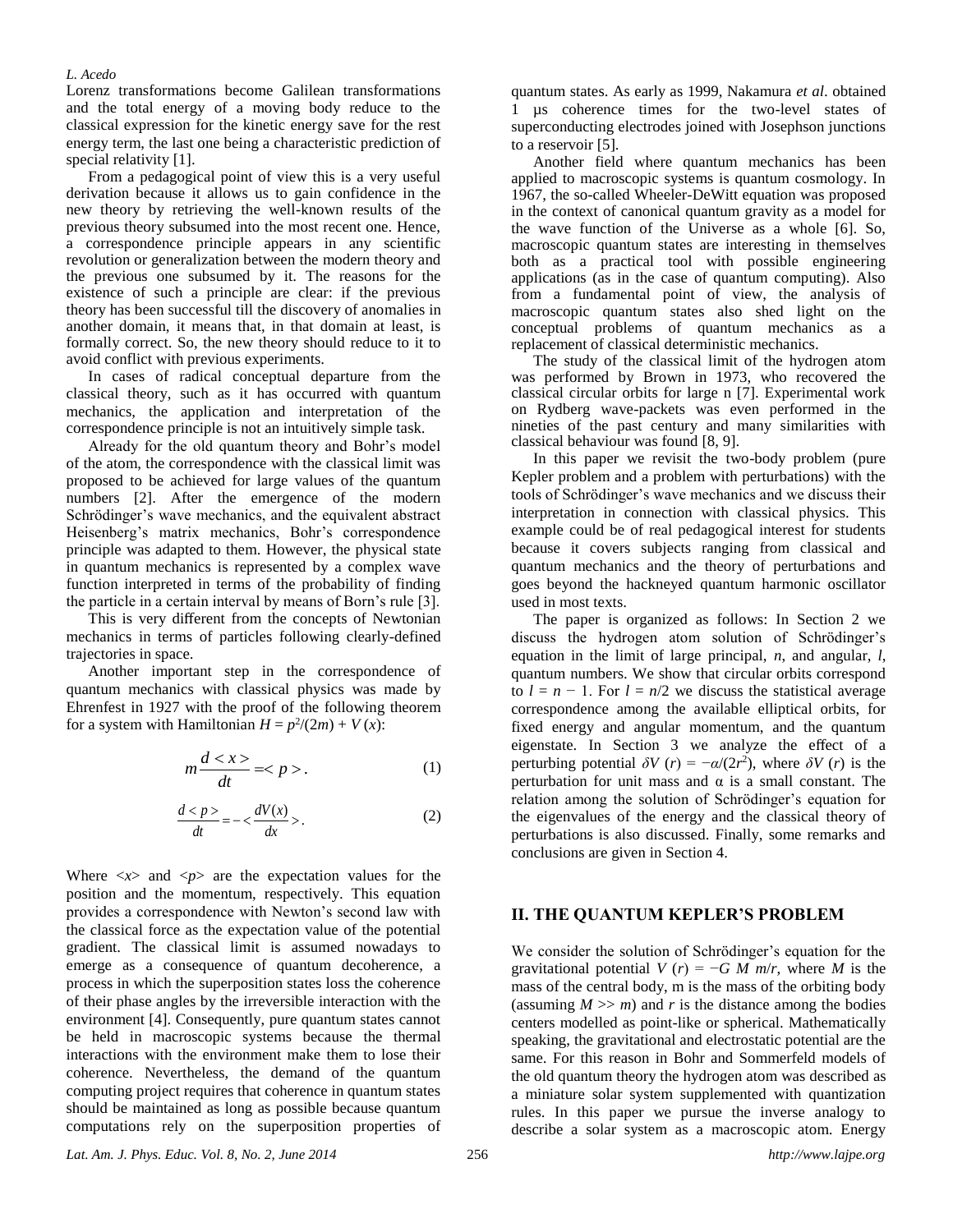Lorenz transformations become Galilean transformations and the total energy of a moving body reduce to the classical expression for the kinetic energy save for the rest energy term, the last one being a characteristic prediction of special relativity [1].

From a pedagogical point of view this is a very useful derivation because it allows us to gain confidence in the new theory by retrieving the well-known results of the previous theory subsumed into the most recent one. Hence, a correspondence principle appears in any scientific revolution or generalization between the modern theory and the previous one subsumed by it. The reasons for the existence of such a principle are clear: if the previous theory has been successful till the discovery of anomalies in another domain, it means that, in that domain at least, is formally correct. So, the new theory should reduce to it to avoid conflict with previous experiments.

In cases of radical conceptual departure from the classical theory, such as it has occurred with quantum mechanics, the application and interpretation of the correspondence principle is not an intuitively simple task.

Already for the old quantum theory and Bohr's model of the atom, the correspondence with the classical limit was proposed to be achieved for large values of the quantum numbers [2]. After the emergence of the modern Schrödinger's wave mechanics, and the equivalent abstract Heisenberg's matrix mechanics, Bohr's correspondence principle was adapted to them. However, the physical state in quantum mechanics is represented by a complex wave function interpreted in terms of the probability of finding the particle in a certain interval by means of Born's rule [3].

This is very different from the concepts of Newtonian mechanics in terms of particles following clearly-defined trajectories in space.

Another important step in the correspondence of quantum mechanics with classical physics was made by Ehrenfest in 1927 with the proof of the following theorem for a system with Hamiltonian $H = p^2/(2m) + V(x)$:

$$m\frac{d<x>}{dt} = <p>. \tag{1}$$

$$\frac{d<p>}{dt} = -<\frac{dV(x)}{dx}>. \tag{2}$$

Where $<x>$ and $<p>$ are the expectation values for the position and the momentum, respectively. This equation provides a correspondence with Newton's second law with the classical force as the expectation value of the potential gradient. The classical limit is assumed nowadays to emerge as a consequence of quantum decoherence, a process in which the superposition states loss the coherence of their phase angles by the irreversible interaction with the environment [4]. Consequently, pure quantum states cannot be held in macroscopic systems because the thermal interactions with the environment make them to lose their coherence. Nevertheless, the demand of the quantum computing project requires that coherence in quantum states should be maintained as long as possible because quantum computations rely on the superposition properties of quantum states. As early as 1999, Nakamura *et al*. obtained 1 μs coherence times for the two-level states of superconducting electrodes joined with Josephson junctions to a reservoir [5].

Another field where quantum mechanics has been applied to macroscopic systems is quantum cosmology. In 1967, the so-called Wheeler-DeWitt equation was proposed in the context of canonical quantum gravity as a model for the wave function of the Universe as a whole [6]. So, macroscopic quantum states are interesting in themselves both as a practical tool with possible engineering applications (as in the case of quantum computing). Also from a fundamental point of view, the analysis of macroscopic quantum states also shed light on the conceptual problems of quantum mechanics as a replacement of classical deterministic mechanics.

The study of the classical limit of the hydrogen atom was performed by Brown in 1973, who recovered the classical circular orbits for large n [7]. Experimental work on Rydberg wave-packets was even performed in the nineties of the past century and many similarities with classical behaviour was found [8, 9].

In this paper we revisit the two-body problem (pure Kepler problem and a problem with perturbations) with the tools of Schrödinger's wave mechanics and we discuss their interpretation in connection with classical physics. This example could be of real pedagogical interest for students because it covers subjects ranging from classical and quantum mechanics and the theory of perturbations and goes beyond the hackneyed quantum harmonic oscillator used in most texts.

The paper is organized as follows: In Section 2 we discuss the hydrogen atom solution of Schrödinger's equation in the limit of large principal, $n$, and angular, $l$, quantum numbers. We show that circular orbits correspond to $l = n - 1$. For $l = n/2$ we discuss the statistical average correspondence among the available elliptical orbits, for fixed energy and angular momentum, and the quantum eigenstate. In Section 3 we analyze the effect of a perturbing potential $\delta V(r) = -\alpha/(2r^2)$, where $\delta V(r)$ is the perturbation for unit mass and $\alpha$ is a small constant. The relation among the solution of Schrödinger's equation for the eigenvalues of the energy and the classical theory of perturbations is also discussed. Finally, some remarks and conclusions are given in Section 4.

## II. THE QUANTUM KEPLER'S PROBLEM

We consider the solution of Schrödinger's equation for the gravitational potential $V(r) = -G\,M\,m/r$, where $M$ is the mass of the central body, m is the mass of the orbiting body (assuming $M >> m$) and $r$ is the distance among the bodies centers modelled as point-like or spherical. Mathematically speaking, the gravitational and electrostatic potential are the same. For this reason in Bohr and Sommerfeld models of the old quantum theory the hydrogen atom was described as a miniature solar system supplemented with quantization rules. In this paper we pursue the inverse analogy to describe a solar system as a macroscopic atom. Energy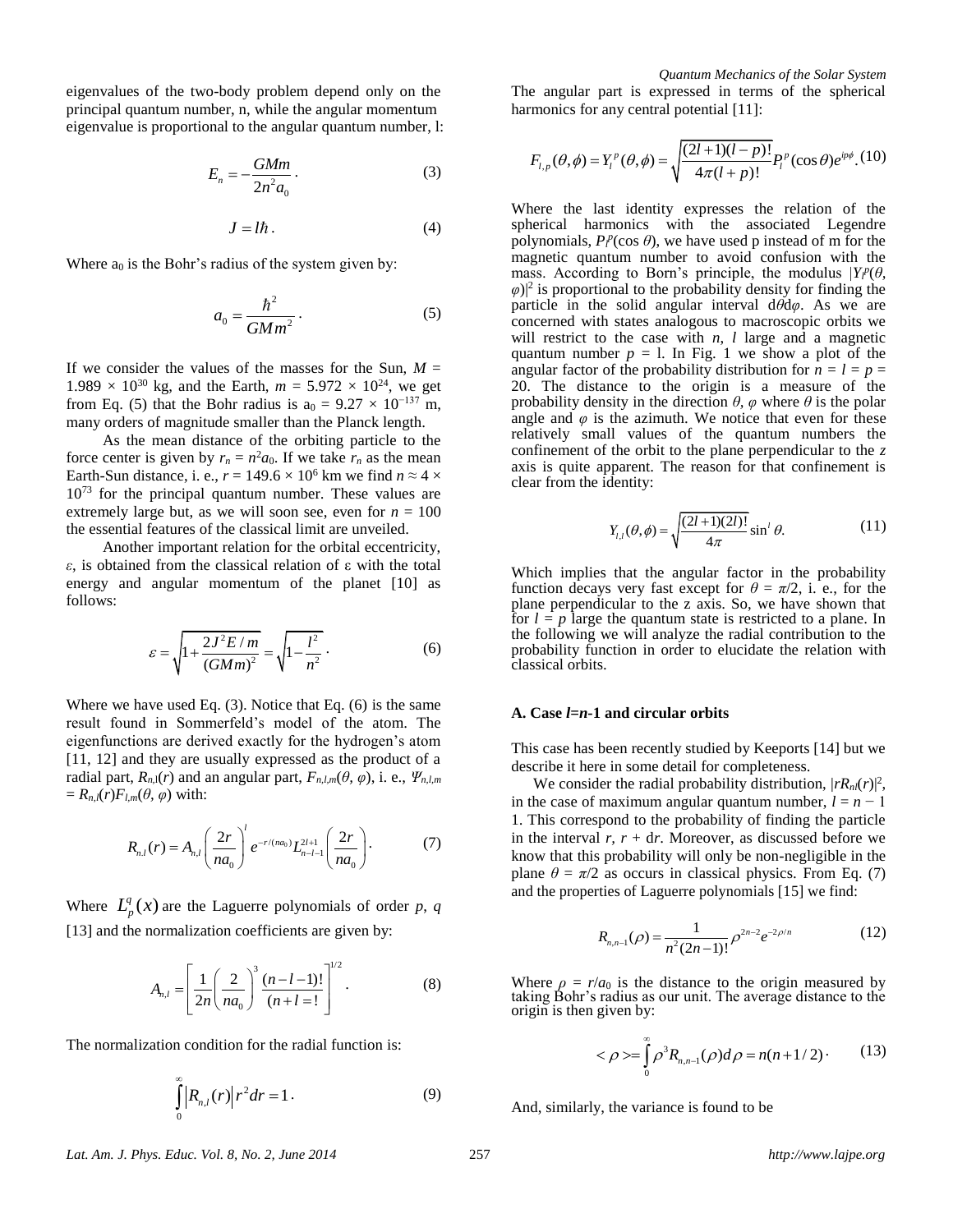eigenvalues of the two-body problem depend only on the principal quantum number, n, while the angular momentum eigenvalue is proportional to the angular quantum number, l:

$$E_n = -\frac{GMm}{2n^2 a_0}. \tag{3}$$

$$J = l\hbar. \tag{4}$$

Where $a_0$ is the Bohr's radius of the system given by:

$$a_0 = \frac{\hbar^2}{GMm^2}. \tag{5}$$

If we consider the values of the masses for the Sun, $M = 1.989 \times 10^{30}$ kg, and the Earth, $m = 5.972 \times 10^{24}$, we get from Eq. (5) that the Bohr radius is $a_0 = 9.27 \times 10^{-137}$ m, many orders of magnitude smaller than the Planck length.

As the mean distance of the orbiting particle to the force center is given by $r_n = n^2 a_0$. If we take $r_n$ as the mean Earth-Sun distance, i. e., $r = 149.6 \times 10^6$ km we find $n \approx 4 \times 10^{73}$ for the principal quantum number. These values are extremely large but, as we will soon see, even for $n = 100$ the essential features of the classical limit are unveiled.

Another important relation for the orbital eccentricity, $\varepsilon$, is obtained from the classical relation of $\varepsilon$ with the total energy and angular momentum of the planet [10] as follows:

$$\varepsilon = \sqrt{1 + \frac{2J^2 E/m}{(GMm)^2}} = \sqrt{1 - \frac{l^2}{n^2}}. \tag{6}$$

Where we have used Eq. (3). Notice that Eq. (6) is the same result found in Sommerfeld's model of the atom. The eigenfunctions are derived exactly for the hydrogen's atom [11, 12] and they are usually expressed as the product of a radial part, $R_{n,l}(r)$ and an angular part, $F_{n,l,m}(\theta, \varphi)$, i. e., $\Psi_{n,l,m} = R_{n,l}(r)F_{l,m}(\theta, \varphi)$ with:

$$R_{n,l}(r) = A_{n,l}\left(\frac{2r}{na_0}\right)^l e^{-r/(na_0)} L_{n-l-1}^{2l+1}\left(\frac{2r}{na_0}\right). \tag{7}$$

Where $L_p^q(x)$ are the Laguerre polynomials of order $p$, $q$ [13] and the normalization coefficients are given by:

$$A_{n,l} = \left[\frac{1}{2n}\left(\frac{2}{na_0}\right)^3 \frac{(n-l-1)!}{(n+l=!}\right]^{1/2}. \tag{8}$$

The normalization condition for the radial function is:

$$\int_0^\infty \left|R_{n,l}(r)\right| r^2 dr = 1. \tag{9}$$

The angular part is expressed in terms of the spherical harmonics for any central potential [11]:

$$F_{l,p}(\theta,\phi) = Y_l^p(\theta,\phi) = \sqrt{\frac{(2l+1)(l-p)!}{4\pi(l+p)!}} P_l^p(\cos\theta) e^{ip\phi}. \tag{10}$$

Where the last identity expresses the relation of the spherical harmonics with the associated Legendre polynomials, $P_l^p(\cos\theta)$, we have used p instead of m for the magnetic quantum number to avoid confusion with the mass. According to Born's principle, the modulus $|Y_l^p(\theta, \varphi)|^2$ is proportional to the probability density for finding the particle in the solid angular interval $d\theta d\varphi$. As we are concerned with states analogous to macroscopic orbits we will restrict to the case with $n$, $l$ large and a magnetic quantum number $p = l$. In Fig. 1 we show a plot of the angular factor of the probability distribution for $n = l = p = 20$. The distance to the origin is a measure of the probability density in the direction $\theta$, $\varphi$ where $\theta$ is the polar angle and $\varphi$ is the azimuth. We notice that even for these relatively small values of the quantum numbers the confinement of the orbit to the plane perpendicular to the $z$ axis is quite apparent. The reason for that confinement is clear from the identity:

$$Y_{l,l}(\theta,\phi) = \sqrt{\frac{(2l+1)(2l)!}{4\pi}} \sin^l\theta. \tag{11}$$

Which implies that the angular factor in the probability function decays very fast except for $\theta = \pi/2$, i. e., for the plane perpendicular to the z axis. So, we have shown that for $l = p$ large the quantum state is restricted to a plane. In the following we will analyze the radial contribution to the probability function in order to elucidate the relation with classical orbits.

### A. Case $l=n$-1 and circular orbits

This case has been recently studied by Keeports [14] but we describe it here in some detail for completeness.

We consider the radial probability distribution, $|rR_{nl}(r)|^2$, in the case of maximum angular quantum number, $l = n - 1$ 1. This correspond to the probability of finding the particle in the interval $r$, $r + dr$. Moreover, as discussed before we know that this probability will only be non-negligible in the plane $\theta = \pi/2$ as occurs in classical physics. From Eq. (7) and the properties of Laguerre polynomials [15] we find:

$$R_{n,n-1}(\rho) = \frac{1}{n^2(2n-1)!}\rho^{2n-2}e^{-2\rho/n} \tag{12}$$

Where $\rho = r/a_0$ is the distance to the origin measured by taking Bohr's radius as our unit. The average distance to the origin is then given by:

$$<\rho> = \int_0^\infty \rho^3 R_{n,n-1}(\rho)d\rho = n(n+1/2). \tag{13}$$

And, similarly, the variance is found to be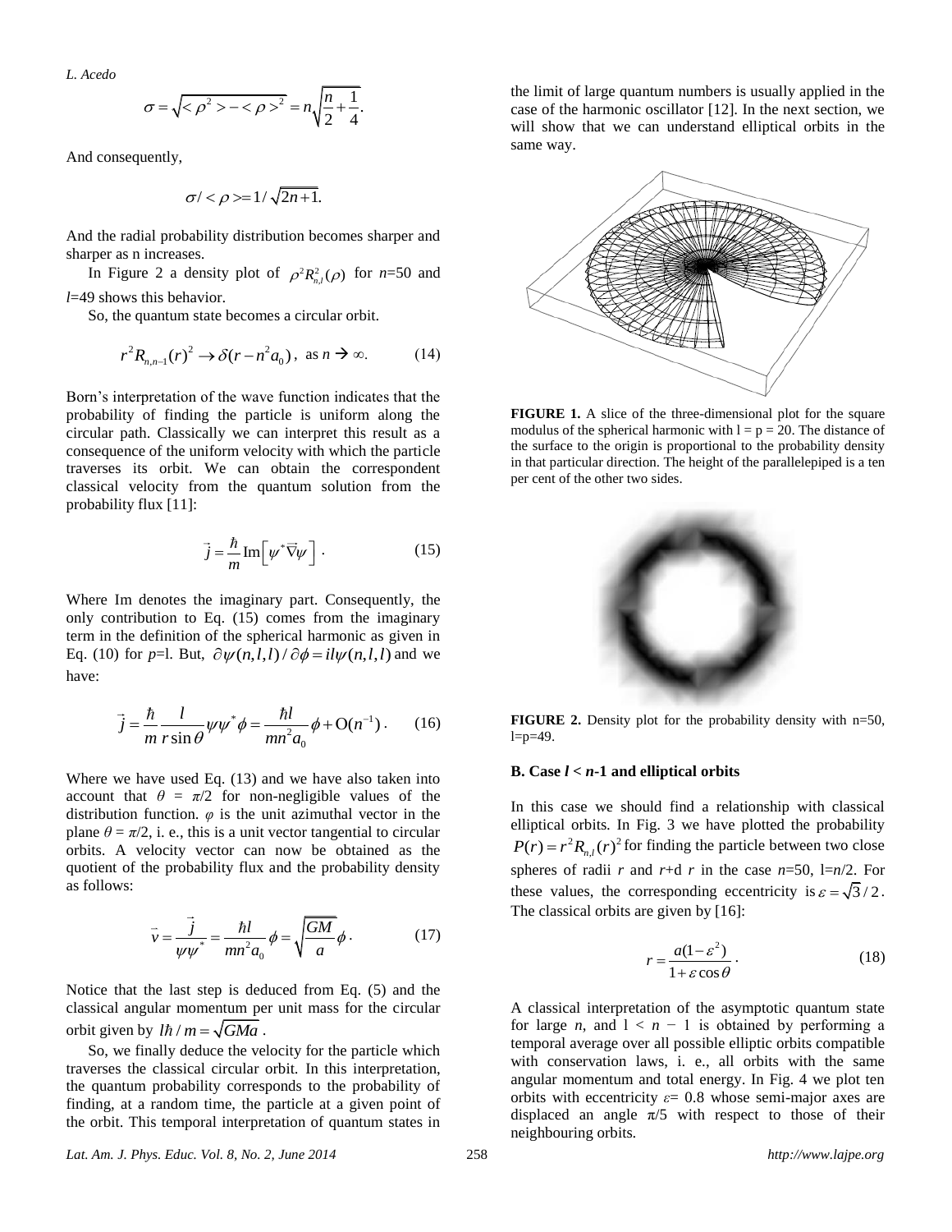$$\sigma = \sqrt{<\rho^2> - <\rho>^2} = n\sqrt{\frac{n}{2}+\frac{1}{4}}.$$

And consequently,

$$\sigma / <\rho> = 1/\sqrt{2n+1}.$$

And the radial probability distribution becomes sharper and sharper as n increases.

In Figure 2 a density plot of $\rho^2 R_{n,l}^2(\rho)$ for $n$=50 and $l$=49 shows this behavior.

So, the quantum state becomes a circular orbit.

$$r^2 R_{n,n-1}(r)^2 \to \delta(r - n^2 a_0), \text{ as } n \to \infty. \qquad (14)$$

Born's interpretation of the wave function indicates that the probability of finding the particle is uniform along the circular path. Classically we can interpret this result as a consequence of the uniform velocity with which the particle traverses its orbit. We can obtain the correspondent classical velocity from the quantum solution from the probability flux [11]:

$$\vec{j} = \frac{\hbar}{m}\mathrm{Im}\left[\psi^* \vec{\nabla}\psi\right]. \qquad (15)$$

Where Im denotes the imaginary part. Consequently, the only contribution to Eq. (15) comes from the imaginary term in the definition of the spherical harmonic as given in Eq. (10) for $p$=l. But, $\partial\psi(n,l,l)/\partial\phi = il\psi(n,l,l)$ and we have:

$$\vec{j} = \frac{\hbar}{m}\frac{l}{r\sin\theta}\psi\psi^*\phi = \frac{\hbar l}{mn^2 a_0}\phi + \mathrm{O}(n^{-1}). \qquad (16)$$

Where we have used Eq. (13) and we have also taken into account that $\theta = \pi/2$ for non-negligible values of the distribution function. $\varphi$ is the unit azimuthal vector in the plane $\theta = \pi/2$, i. e., this is a unit vector tangential to circular orbits. A velocity vector can now be obtained as the quotient of the probability flux and the probability density as follows:

$$\vec{v} = \frac{\vec{j}}{\psi\psi^*} = \frac{\hbar l}{mn^2 a_0}\phi = \sqrt{\frac{GM}{a}}\phi. \qquad (17)$$

Notice that the last step is deduced from Eq. (5) and the classical angular momentum per unit mass for the circular orbit given by $l\hbar / m = \sqrt{GMa}$.

So, we finally deduce the velocity for the particle which traverses the classical circular orbit. In this interpretation, the quantum probability corresponds to the probability of finding, at a random time, the particle at a given point of the orbit. This temporal interpretation of quantum states in the limit of large quantum numbers is usually applied in the case of the harmonic oscillator [12]. In the next section, we will show that we can understand elliptical orbits in the same way.

**FIGURE 1.** A slice of the three-dimensional plot for the square modulus of the spherical harmonic with l = p = 20. The distance of the surface to the origin is proportional to the probability density in that particular direction. The height of the parallelepiped is a ten per cent of the other two sides.

**FIGURE 2.** Density plot for the probability density with n=50, l=p=49.

### B. Case $l < n$-1 and elliptical orbits

In this case we should find a relationship with classical elliptical orbits. In Fig. 3 we have plotted the probability $P(r) = r^2 R_{n,l}(r)^2$ for finding the particle between two close spheres of radii $r$ and $r$+d $r$ in the case $n$=50, l=$n$/2. For these values, the corresponding eccentricity is $\varepsilon = \sqrt{3}/2$. The classical orbits are given by [16]:

$$r = \frac{a(1-\varepsilon^2)}{1+\varepsilon\cos\theta}. \qquad (18)$$

A classical interpretation of the asymptotic quantum state for large $n$, and $l < n - 1$ is obtained by performing a temporal average over all possible elliptic orbits compatible with conservation laws, i. e., all orbits with the same angular momentum and total energy. In Fig. 4 we plot ten orbits with eccentricity $\varepsilon$= 0.8 whose semi-major axes are displaced an angle $\pi$/5 with respect to those of their neighbouring orbits.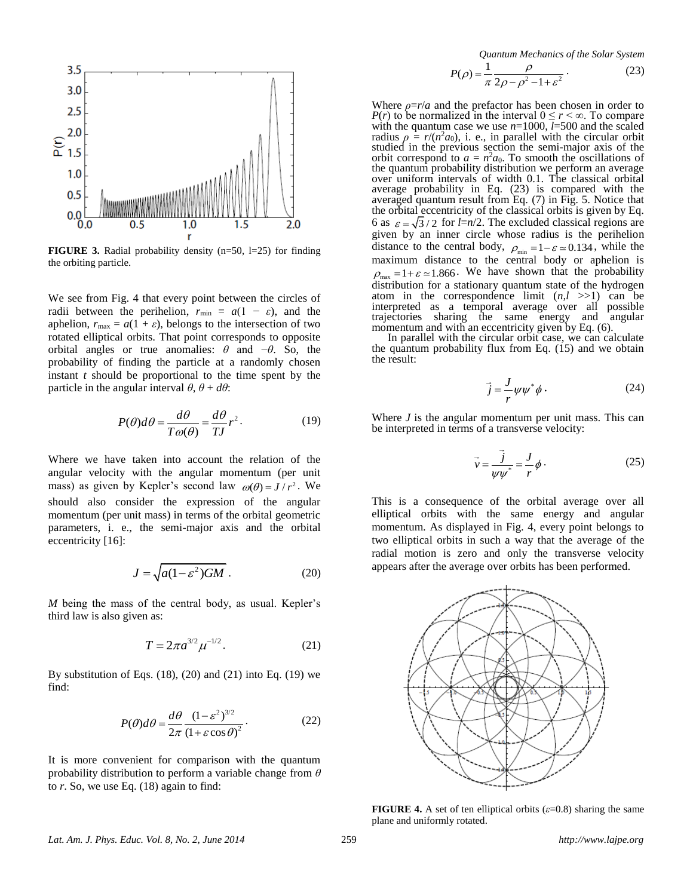**FIGURE 3.** Radial probability density (n=50, l=25) for finding the orbiting particle.

We see from Fig. 4 that every point between the circles of radii between the perihelion, $r_{min} = a(1 - \varepsilon)$, and the aphelion, $r_{max} = a(1 + \varepsilon)$, belongs to the intersection of two rotated elliptical orbits. That point corresponds to opposite orbital angles or true anomalies: $\theta$ and $-\theta$. So, the probability of finding the particle at a randomly chosen instant $t$ should be proportional to the time spent by the particle in the angular interval $\theta$, $\theta + d\theta$:

$$P(\theta)d\theta = \frac{d\theta}{T\omega(\theta)} = \frac{d\theta}{TJ}r^2. \tag{19}$$

Where we have taken into account the relation of the angular velocity with the angular momentum (per unit mass) as given by Kepler's second law $\omega(\theta) = J/r^2$. We should also consider the expression of the angular momentum (per unit mass) in terms of the orbital geometric parameters, i. e., the semi-major axis and the orbital eccentricity [16]:

$$J = \sqrt{a(1-\varepsilon^2)GM}. \tag{20}$$

$M$ being the mass of the central body, as usual. Kepler's third law is also given as:

$$T = 2\pi a^{3/2}\mu^{-1/2}. \tag{21}$$

By substitution of Eqs. (18), (20) and (21) into Eq. (19) we find:

$$P(\theta)d\theta = \frac{d\theta}{2\pi}\frac{(1-\varepsilon^2)^{3/2}}{(1+\varepsilon\cos\theta)^2}. \tag{22}$$

It is more convenient for comparison with the quantum probability distribution to perform a variable change from $\theta$ to $r$. So, we use Eq. (18) again to find:

$$P(\rho) = \frac{1}{\pi}\frac{\rho}{2\rho - \rho^2 - 1 + \varepsilon^2}. \tag{23}$$

Where $\rho = r/a$ and the prefactor has been chosen in order to $P(r)$ to be normalized in the interval $0 \le r < \infty$. To compare with the quantum case we use $n$=1000, $l$=500 and the scaled radius $\rho = r/(n^2 a_0)$, i. e., in parallel with the circular orbit studied in the previous section the semi-major axis of the orbit correspond to $a = n^2 a_0$. To smooth the oscillations of the quantum probability distribution we perform an average over uniform intervals of width 0.1. The classical orbital average probability in Eq. (23) is compared with the averaged quantum result from Eq. (7) in Fig. 5. Notice that the orbital eccentricity of the classical orbits is given by Eq. 6 as $\varepsilon = \sqrt{3}/2$ for $l=n/2$. The excluded classical regions are given by an inner circle whose radius is the perihelion distance to the central body, $\rho_{min} = 1 - \varepsilon \simeq 0.134$, while the maximum distance to the central body or aphelion is $\rho_{max} = 1 + \varepsilon \simeq 1.866$. We have shown that the probability distribution for a stationary quantum state of the hydrogen atom in the correspondence limit ($n,l >> 1$) can be interpreted as a temporal average over all possible trajectories sharing the same energy and angular momentum and with an eccentricity given by Eq. (6).

In parallel with the circular orbit case, we can calculate the quantum probability flux from Eq. (15) and we obtain the result:

$$\vec{j} = \frac{J}{r}\psi\psi^*\vec{\phi}. \tag{24}$$

Where $J$ is the angular momentum per unit mass. This can be interpreted in terms of a transverse velocity:

$$\vec{v} = \frac{\vec{j}}{\psi\psi^*} = \frac{J}{r}\vec{\phi}. \tag{25}$$

This is a consequence of the orbital average over all elliptical orbits with the same energy and angular momentum. As displayed in Fig. 4, every point belongs to two elliptical orbits in such a way that the average of the radial motion is zero and only the transverse velocity appears after the average over orbits has been performed.

**FIGURE 4.** A set of ten elliptical orbits ($\varepsilon$=0.8) sharing the same plane and uniformly rotated.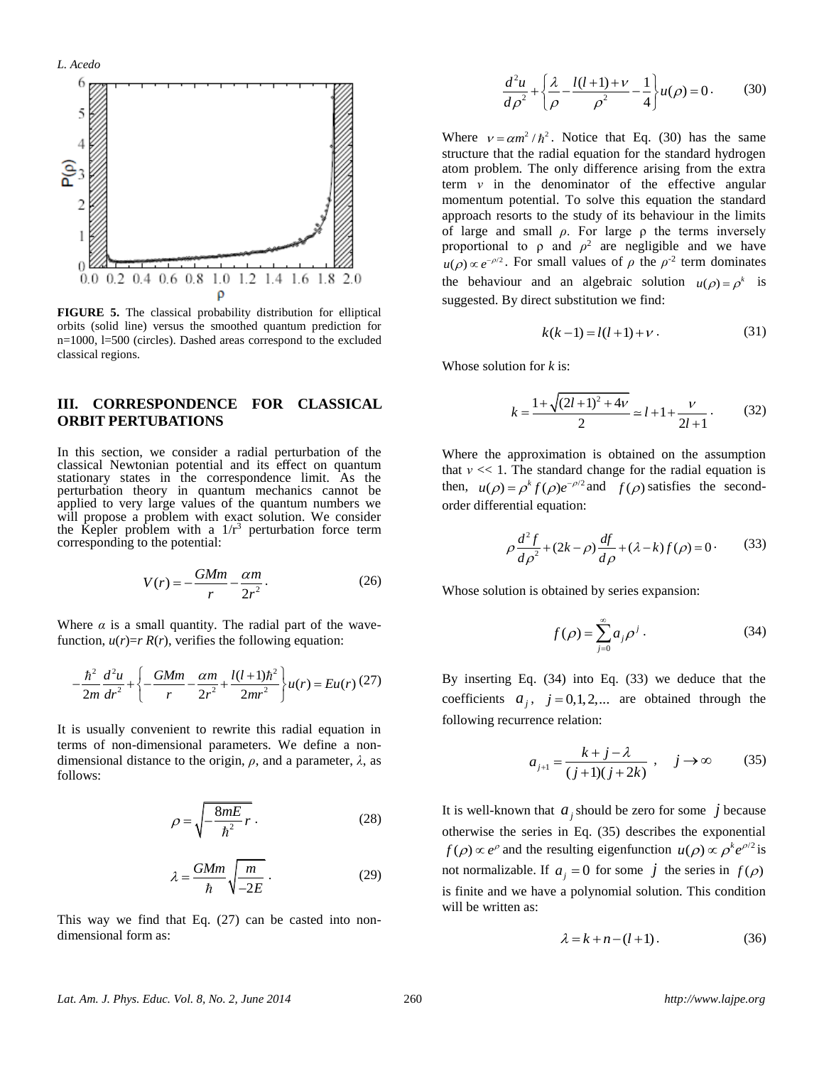FIGURE 5. The classical probability distribution for elliptical orbits (solid line) versus the smoothed quantum prediction for n=1000, l=500 (circles). Dashed areas correspond to the excluded classical regions.

## III. CORRESPONDENCE FOR CLASSICAL ORBIT PERTUBATIONS

In this section, we consider a radial perturbation of the classical Newtonian potential and its effect on quantum stationary states in the correspondence limit. As the perturbation theory in quantum mechanics cannot be applied to very large values of the quantum numbers we will propose a problem with exact solution. We consider the Kepler problem with a $1/r^3$ perturbation force term corresponding to the potential:

$$V(r) = -\frac{GMm}{r} - \frac{\alpha m}{2r^2}. \tag{26}$$

Where $\alpha$ is a small quantity. The radial part of the wave-function, $u(r)=r\,R(r)$, verifies the following equation:

$$-\frac{\hbar^2}{2m}\frac{d^2u}{dr^2} + \left\{-\frac{GMm}{r} - \frac{\alpha m}{2r^2} + \frac{l(l+1)\hbar^2}{2mr^2}\right\}u(r) = Eu(r) \tag{27}$$

It is usually convenient to rewrite this radial equation in terms of non-dimensional parameters. We define a non-dimensional distance to the origin, $\rho$, and a parameter, $\lambda$, as follows:

$$\rho = \sqrt{-\frac{8mE}{\hbar^2}}\,r. \tag{28}$$

$$\lambda = \frac{GMm}{\hbar}\sqrt{\frac{m}{-2E}}. \tag{29}$$

This way we find that Eq. (27) can be casted into non-dimensional form as:

$$\frac{d^2u}{d\rho^2} + \left\{\frac{\lambda}{\rho} - \frac{l(l+1)+\nu}{\rho^2} - \frac{1}{4}\right\}u(\rho) = 0. \tag{30}$$

Where $\nu = \alpha m^2/\hbar^2$. Notice that Eq. (30) has the same structure that the radial equation for the standard hydrogen atom problem. The only difference arising from the extra term $\nu$ in the denominator of the effective angular momentum potential. To solve this equation the standard approach resorts to the study of its behaviour in the limits of large and small $\rho$. For large $\rho$ the terms inversely proportional to $\rho$ and $\rho^2$ are negligible and we have $u(\rho) \propto e^{-\rho/2}$. For small values of $\rho$ the $\rho^{-2}$ term dominates the behaviour and an algebraic solution $u(\rho) = \rho^k$ is suggested. By direct substitution we find:

$$k(k-1) = l(l+1) + \nu. \tag{31}$$

Whose solution for $k$ is:

$$k = \frac{1+\sqrt{(2l+1)^2 + 4\nu}}{2} \simeq l + 1 + \frac{\nu}{2l+1}. \tag{32}$$

Where the approximation is obtained on the assumption that $\nu << 1$. The standard change for the radial equation is then, $u(\rho) = \rho^k f(\rho) e^{-\rho/2}$ and $f(\rho)$ satisfies the second-order differential equation:

$$\rho\frac{d^2f}{d\rho^2} + (2k-\rho)\frac{df}{d\rho} + (\lambda - k)f(\rho) = 0. \tag{33}$$

Whose solution is obtained by series expansion:

$$f(\rho) = \sum_{j=0}^{\infty} a_j \rho^j. \tag{34}$$

By inserting Eq. (34) into Eq. (33) we deduce that the coefficients $a_j$, $j = 0,1,2,...$ are obtained through the following recurrence relation:

$$a_{j+1} = \frac{k+j-\lambda}{(j+1)(j+2k)}, \quad j \to \infty \tag{35}$$

It is well-known that $a_j$ should be zero for some $j$ because otherwise the series in Eq. (35) describes the exponential $f(\rho) \propto e^{\rho}$ and the resulting eigenfunction $u(\rho) \propto \rho^k e^{\rho/2}$ is not normalizable. If $a_j = 0$ for some $j$ the series in $f(\rho)$ is finite and we have a polynomial solution. This condition will be written as:

$$\lambda = k + n - (l+1). \tag{36}$$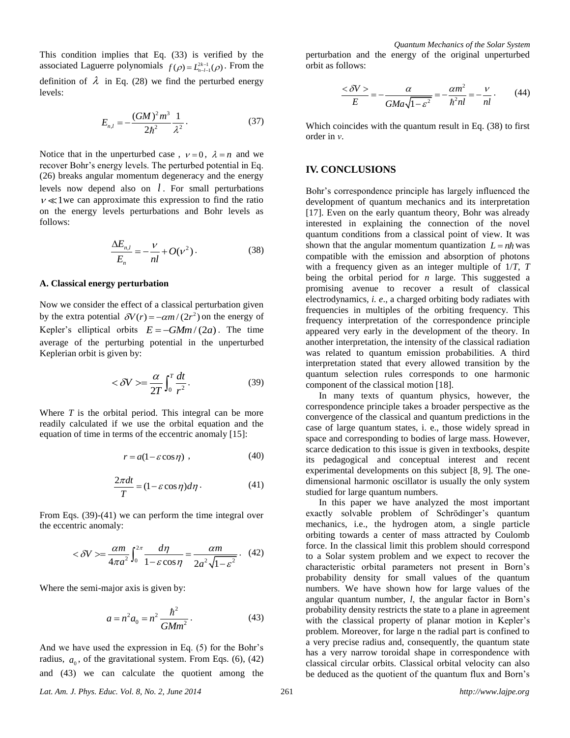This condition implies that Eq. (33) is verified by the associated Laguerre polynomials $f(\rho) = L_{n-l-1}^{2k-1}(\rho)$. From the definition of $\lambda$ in Eq. (28) we find the perturbed energy levels:

$$E_{n,l} = -\frac{(GM)^2 m^3}{2\hbar^2}\frac{1}{\lambda^2}. \tag{37}$$

Notice that in the unperturbed case , $\nu = 0$, $\lambda = n$ and we recover Bohr's energy levels. The perturbed potential in Eq. (26) breaks angular momentum degeneracy and the energy levels now depend also on $l$. For small perturbations $\nu \ll 1$we can approximate this expression to find the ratio on the energy levels perturbations and Bohr levels as follows:

$$\frac{\Delta E_{n,l}}{E_n} = -\frac{\nu}{nl} + O(\nu^2). \tag{38}$$

### A. Classical energy perturbation

Now we consider the effect of a classical perturbation given by the extra potential $\delta V(r) = -\alpha m/(2r^2)$ on the energy of Kepler's elliptical orbits $E = -GMm/(2a)$. The time average of the perturbing potential in the unperturbed Keplerian orbit is given by:

$$<\delta V> = \frac{\alpha}{2T}\int_0^T \frac{dt}{r^2}. \tag{39}$$

Where $T$ is the orbital period. This integral can be more readily calculated if we use the orbital equation and the equation of time in terms of the eccentric anomaly [15]:

$$r = a(1-\varepsilon\cos\eta)\ , \tag{40}$$

$$\frac{2\pi dt}{T} = (1-\varepsilon\cos\eta)d\eta. \tag{41}$$

From Eqs. (39)-(41) we can perform the time integral over the eccentric anomaly:

$$<\delta V> = \frac{\alpha m}{4\pi a^2}\int_0^{2\pi}\frac{d\eta}{1-\varepsilon\cos\eta} = \frac{\alpha m}{2a^2\sqrt{1-\varepsilon^2}}. \tag{42}$$

Where the semi-major axis is given by:

$$a = n^2 a_0 = n^2\frac{\hbar^2}{GMm^2}. \tag{43}$$

And we have used the expression in Eq. (5) for the Bohr's radius, $a_0$, of the gravitational system. From Eqs. (6), (42) and (43) we can calculate the quotient among the perturbation and the energy of the original unperturbed orbit as follows:

$$\frac{<\delta V>}{E} = -\frac{\alpha}{GMa\sqrt{1-\varepsilon^2}} = -\frac{\alpha m^2}{\hbar^2 nl} = -\frac{\nu}{nl}. \tag{44}$$

Which coincides with the quantum result in Eq. (38) to first order in $\nu$.

## IV. CONCLUSIONS

Bohr's correspondence principle has largely influenced the development of quantum mechanics and its interpretation [17]. Even on the early quantum theory, Bohr was already interested in explaining the connection of the novel quantum conditions from a classical point of view. It was shown that the angular momentum quantization $L = n\hbar$ was compatible with the emission and absorption of photons with a frequency given as an integer multiple of $1/T$, $T$ being the orbital period for $n$ large. This suggested a promising avenue to recover a result of classical electrodynamics, *i. e*., a charged orbiting body radiates with frequencies in multiples of the orbiting frequency. This frequency interpretation of the correspondence principle appeared very early in the development of the theory. In another interpretation, the intensity of the classical radiation was related to quantum emission probabilities. A third interpretation stated that every allowed transition by the quantum selection rules corresponds to one harmonic component of the classical motion [18].

In many texts of quantum physics, however, the correspondence principle takes a broader perspective as the convergence of the classical and quantum predictions in the case of large quantum states, i. e., those widely spread in space and corresponding to bodies of large mass. However, scarce dedication to this issue is given in textbooks, despite its pedagogical and conceptual interest and recent experimental developments on this subject [8, 9]. The one-dimensional harmonic oscillator is usually the only system studied for large quantum numbers.

In this paper we have analyzed the most important exactly solvable problem of Schrödinger's quantum mechanics, i.e., the hydrogen atom, a single particle orbiting towards a center of mass attracted by Coulomb force. In the classical limit this problem should correspond to a Solar system problem and we expect to recover the characteristic orbital parameters not present in Born's probability density for small values of the quantum numbers. We have shown how for large values of the angular quantum number, $l$, the angular factor in Born's probability density restricts the state to a plane in agreement with the classical property of planar motion in Kepler's problem. Moreover, for large n the radial part is confined to a very precise radius and, consequently, the quantum state has a very narrow toroidal shape in correspondence with classical circular orbits. Classical orbital velocity can also be deduced as the quotient of the quantum flux and Born's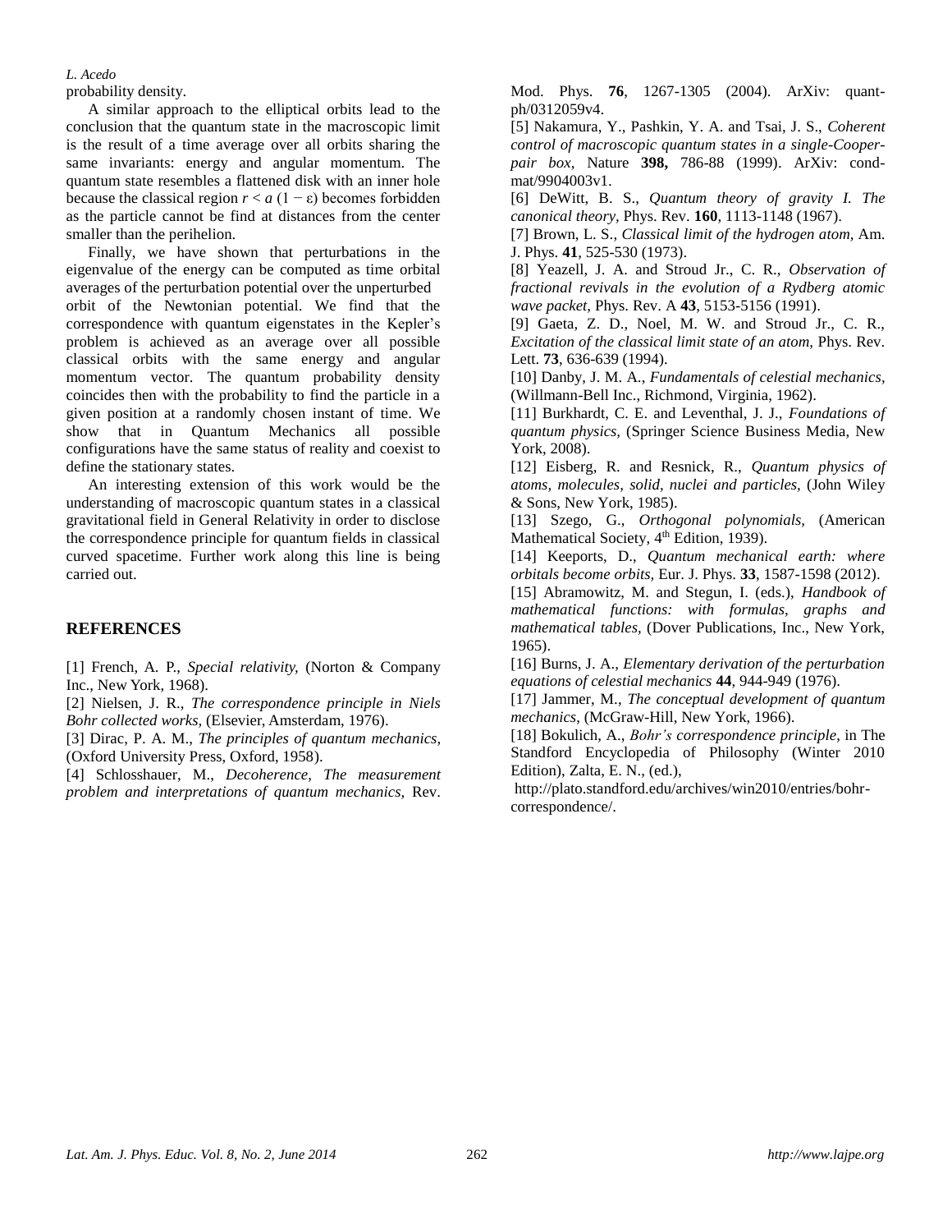probability density.

A similar approach to the elliptical orbits lead to the conclusion that the quantum state in the macroscopic limit is the result of a time average over all orbits sharing the same invariants: energy and angular momentum. The quantum state resembles a flattened disk with an inner hole because the classical region $r < a\,(1 - \varepsilon)$ becomes forbidden as the particle cannot be find at distances from the center smaller than the perihelion.

Finally, we have shown that perturbations in the eigenvalue of the energy can be computed as time orbital averages of the perturbation potential over the unperturbed orbit of the Newtonian potential. We find that the correspondence with quantum eigenstates in the Kepler's problem is achieved as an average over all possible classical orbits with the same energy and angular momentum vector. The quantum probability density coincides then with the probability to find the particle in a given position at a randomly chosen instant of time. We show that in Quantum Mechanics all possible configurations have the same status of reality and coexist to define the stationary states.

An interesting extension of this work would be the understanding of macroscopic quantum states in a classical gravitational field in General Relativity in order to disclose the correspondence principle for quantum fields in classical curved spacetime. Further work along this line is being carried out.

## REFERENCES

[1] French, A. P., *Special relativity*, (Norton & Company Inc., New York, 1968).

[2] Nielsen, J. R., *The correspondence principle in Niels Bohr collected works*, (Elsevier, Amsterdam, 1976).

[3] Dirac, P. A. M., *The principles of quantum mechanics,* (Oxford University Press, Oxford, 1958).

[4] Schlosshauer, M., *Decoherence, The measurement problem and interpretations of quantum mechanics,* Rev. Mod. Phys. **76**, 1267-1305 (2004). ArXiv: quant-ph/0312059v4.

[5] Nakamura, Y., Pashkin, Y. A. and Tsai, J. S., *Coherent control of macroscopic quantum states in a single-Cooper-pair box*, Nature **398,** 786-88 (1999). ArXiv: cond-mat/9904003v1.

[6] DeWitt, B. S., *Quantum theory of gravity I. The canonical theory,* Phys. Rev. **160**, 1113-1148 (1967).

[7] Brown, L. S., *Classical limit of the hydrogen atom,* Am. J. Phys. **41**, 525-530 (1973).

[8] Yeazell, J. A. and Stroud Jr., C. R., *Observation of fractional revivals in the evolution of a Rydberg atomic wave packet,* Phys. Rev. A **43**, 5153-5156 (1991).

[9] Gaeta, Z. D., Noel, M. W. and Stroud Jr., C. R., *Excitation of the classical limit state of an atom,* Phys. Rev. Lett. **73**, 636-639 (1994).

[10] Danby, J. M. A., *Fundamentals of celestial mechanics,* (Willmann-Bell Inc., Richmond, Virginia, 1962).

[11] Burkhardt, C. E. and Leventhal, J. J., *Foundations of quantum physics,* (Springer Science Business Media, New York, 2008).

[12] Eisberg, R. and Resnick, R., *Quantum physics of atoms, molecules, solid, nuclei and particles,* (John Wiley & Sons, New York, 1985).

[13] Szego, G., *Orthogonal polynomials,* (American Mathematical Society, 4th Edition, 1939).

[14] Keeports, D., *Quantum mechanical earth: where orbitals become orbits,* Eur. J. Phys. **33**, 1587-1598 (2012).

[15] Abramowitz, M. and Stegun, I. (eds.), *Handbook of mathematical functions: with formulas, graphs and mathematical tables,* (Dover Publications, Inc., New York, 1965).

[16] Burns, J. A., *Elementary derivation of the perturbation equations of celestial mechanics* **44**, 944-949 (1976).

[17] Jammer, M., *The conceptual development of quantum mechanics*, (McGraw-Hill, New York, 1966).

[18] Bokulich, A., *Bohr's correspondence principle*, in The Standford Encyclopedia of Philosophy (Winter 2010 Edition), Zalta, E. N., (ed.), http://plato.standford.edu/archives/win2010/entries/bohr-correspondence/.